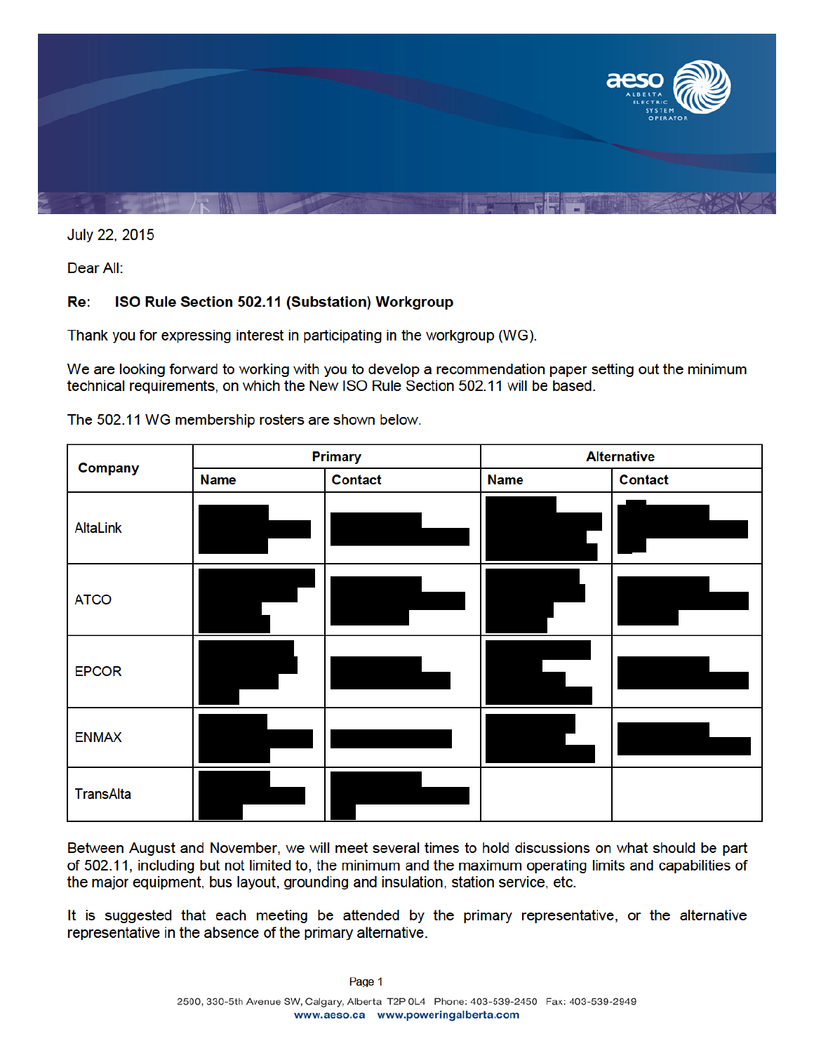July 22, 2015

Dear All:

**Re: ISO Rule Section 502.11 (Substation) Workgroup**

Thank you for expressing interest in participating in the workgroup (WG).

We are looking forward to working with you to develop a recommendation paper setting out the minimum technical requirements, on which the New ISO Rule Section 502.11 will be based.

The 502.11 WG membership rosters are shown below.

| Company | Primary | | Alternative | |
|---|---|---|---|---|
| | **Name** | **Contact** | **Name** | **Contact** |
| AltaLink | [redacted] | [redacted] | [redacted] | [redacted] |
| ATCO | [redacted] | [redacted] | [redacted] | [redacted] |
| EPCOR | [redacted] | [redacted] | [redacted] | [redacted] |
| ENMAX | [redacted] | [redacted] | [redacted] | [redacted] |
| TransAlta | [redacted] | [redacted] | | |

Between August and November, we will meet several times to hold discussions on what should be part of 502.11, including but not limited to, the minimum and the maximum operating limits and capabilities of the major equipment, bus layout, grounding and insulation, station service, etc.

It is suggested that each meeting be attended by the primary representative, or the alternative representative in the absence of the primary alternative.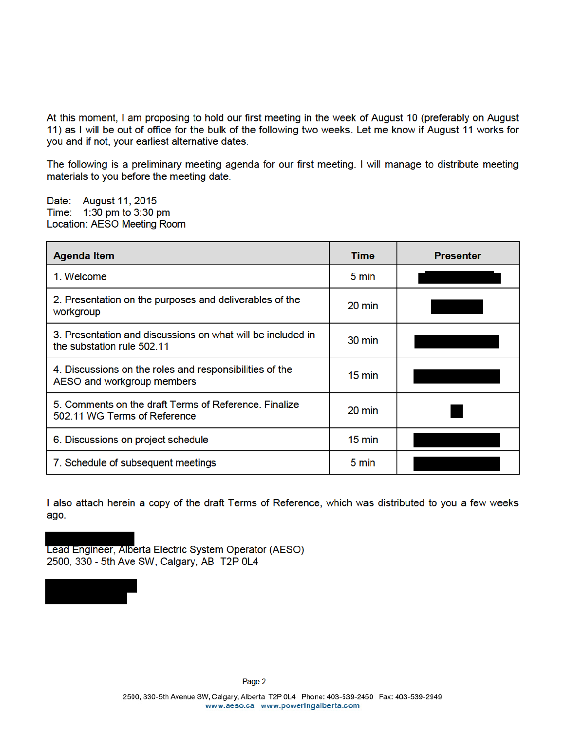At this moment, I am proposing to hold our first meeting in the week of August 10 (preferably on August 11) as I will be out of office for the bulk of the following two weeks. Let me know if August 11 works for you and if not, your earliest alternative dates.

The following is a preliminary meeting agenda for our first meeting. I will manage to distribute meeting materials to you before the meeting date.

Date: August 11, 2015
Time: 1:30 pm to 3:30 pm
Location: AESO Meeting Room

| Agenda Item | Time | Presenter |
|---|---|---|
| 1. Welcome | 5 min | [REDACTED] |
| 2. Presentation on the purposes and deliverables of the workgroup | 20 min | [REDACTED] |
| 3. Presentation and discussions on what will be included in the substation rule 502.11 | 30 min | [REDACTED] |
| 4. Discussions on the roles and responsibilities of the AESO and workgroup members | 15 min | [REDACTED] |
| 5. Comments on the draft Terms of Reference. Finalize 502.11 WG Terms of Reference | 20 min | [REDACTED] |
| 6. Discussions on project schedule | 15 min | [REDACTED] |
| 7. Schedule of subsequent meetings | 5 min | [REDACTED] |

I also attach herein a copy of the draft Terms of Reference, which was distributed to you a few weeks ago.

[REDACTED]
Lead Engineer, Alberta Electric System Operator (AESO)
2500, 330 - 5th Ave SW, Calgary, AB T2P 0L4

[REDACTED]

2500, 330-5th Avenue SW, Calgary, Alberta T2P 0L4 Phone: 403-539-2450 Fax: 403-539-2949
www.aeso.ca www.poweringalberta.com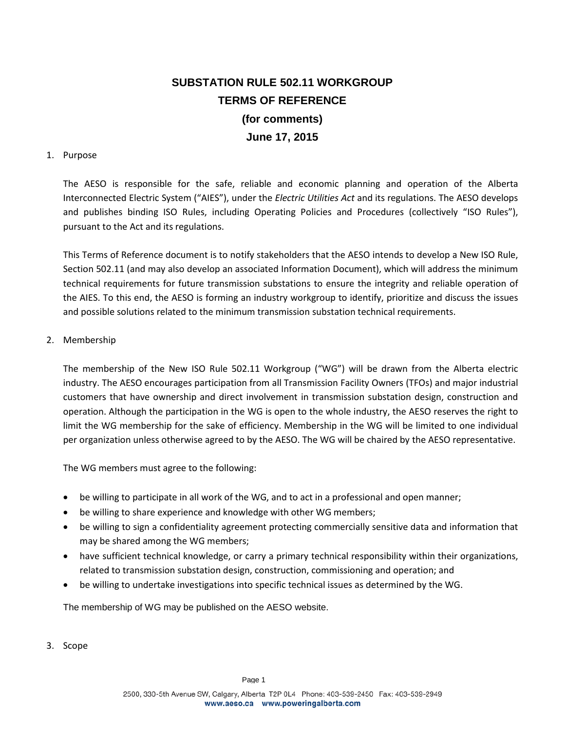# SUBSTATION RULE 502.11 WORKGROUP
# TERMS OF REFERENCE
# (for comments)
# June 17, 2015

1. Purpose

   The AESO is responsible for the safe, reliable and economic planning and operation of the Alberta Interconnected Electric System ("AIES"), under the *Electric Utilities Act* and its regulations. The AESO develops and publishes binding ISO Rules, including Operating Policies and Procedures (collectively "ISO Rules"), pursuant to the Act and its regulations.

   This Terms of Reference document is to notify stakeholders that the AESO intends to develop a New ISO Rule, Section 502.11 (and may also develop an associated Information Document), which will address the minimum technical requirements for future transmission substations to ensure the integrity and reliable operation of the AIES. To this end, the AESO is forming an industry workgroup to identify, prioritize and discuss the issues and possible solutions related to the minimum transmission substation technical requirements.

2. Membership

   The membership of the New ISO Rule 502.11 Workgroup ("WG") will be drawn from the Alberta electric industry. The AESO encourages participation from all Transmission Facility Owners (TFOs) and major industrial customers that have ownership and direct involvement in transmission substation design, construction and operation. Although the participation in the WG is open to the whole industry, the AESO reserves the right to limit the WG membership for the sake of efficiency. Membership in the WG will be limited to one individual per organization unless otherwise agreed to by the AESO. The WG will be chaired by the AESO representative.

   The WG members must agree to the following:

   - be willing to participate in all work of the WG, and to act in a professional and open manner;
   - be willing to share experience and knowledge with other WG members;
   - be willing to sign a confidentiality agreement protecting commercially sensitive data and information that may be shared among the WG members;
   - have sufficient technical knowledge, or carry a primary technical responsibility within their organizations, related to transmission substation design, construction, commissioning and operation; and
   - be willing to undertake investigations into specific technical issues as determined by the WG.

   The membership of WG may be published on the AESO website.

3. Scope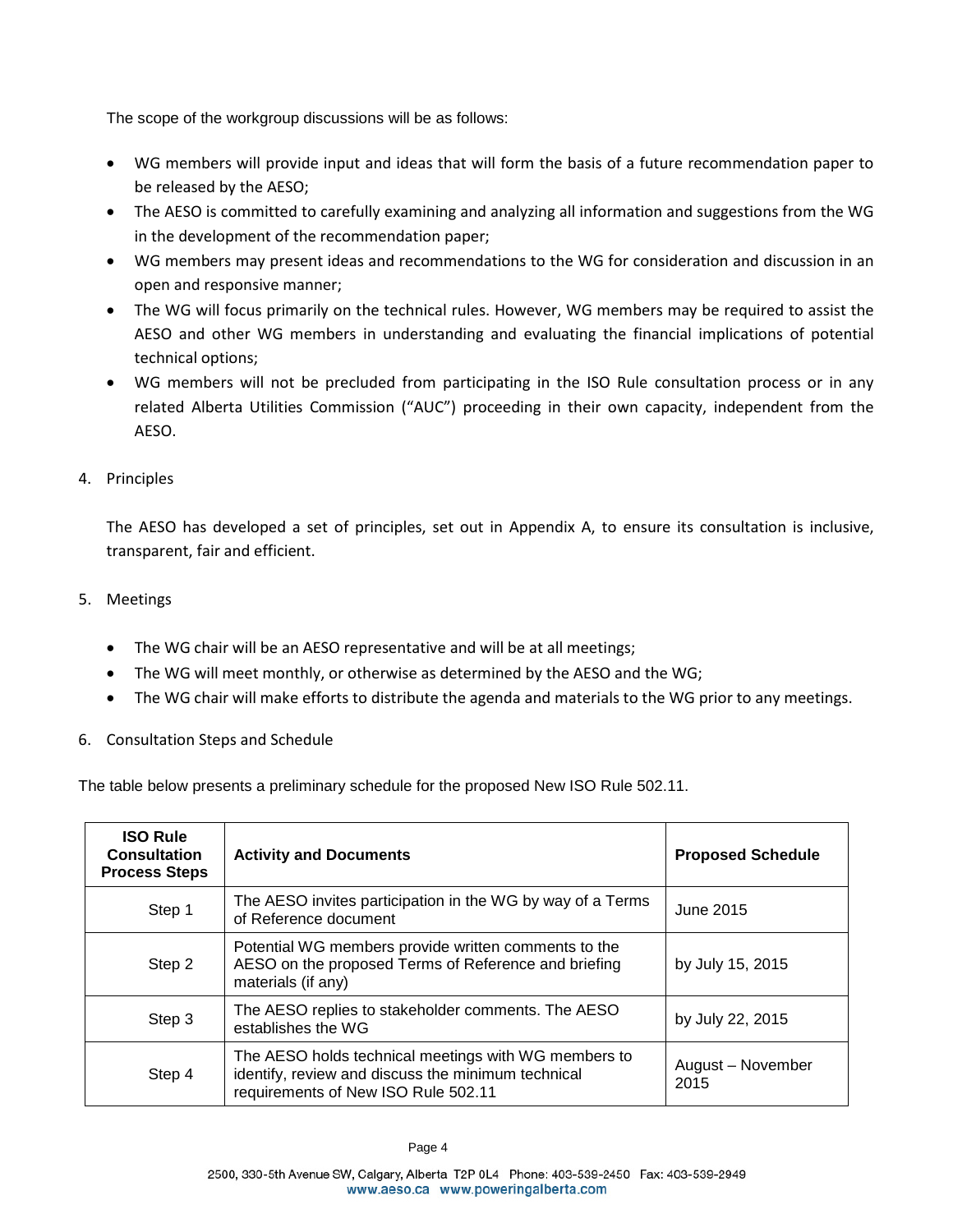The scope of the workgroup discussions will be as follows:

- WG members will provide input and ideas that will form the basis of a future recommendation paper to be released by the AESO;
- The AESO is committed to carefully examining and analyzing all information and suggestions from the WG in the development of the recommendation paper;
- WG members may present ideas and recommendations to the WG for consideration and discussion in an open and responsive manner;
- The WG will focus primarily on the technical rules. However, WG members may be required to assist the AESO and other WG members in understanding and evaluating the financial implications of potential technical options;
- WG members will not be precluded from participating in the ISO Rule consultation process or in any related Alberta Utilities Commission ("AUC") proceeding in their own capacity, independent from the AESO.

4. Principles

The AESO has developed a set of principles, set out in Appendix A, to ensure its consultation is inclusive, transparent, fair and efficient.

5. Meetings

- The WG chair will be an AESO representative and will be at all meetings;
- The WG will meet monthly, or otherwise as determined by the AESO and the WG;
- The WG chair will make efforts to distribute the agenda and materials to the WG prior to any meetings.

6. Consultation Steps and Schedule

The table below presents a preliminary schedule for the proposed New ISO Rule 502.11.

| ISO Rule Consultation Process Steps | Activity and Documents | Proposed Schedule |
|---|---|---|
| Step 1 | The AESO invites participation in the WG by way of a Terms of Reference document | June 2015 |
| Step 2 | Potential WG members provide written comments to the AESO on the proposed Terms of Reference and briefing materials (if any) | by July 15, 2015 |
| Step 3 | The AESO replies to stakeholder comments. The AESO establishes the WG | by July 22, 2015 |
| Step 4 | The AESO holds technical meetings with WG members to identify, review and discuss the minimum technical requirements of New ISO Rule 502.11 | August – November 2015 |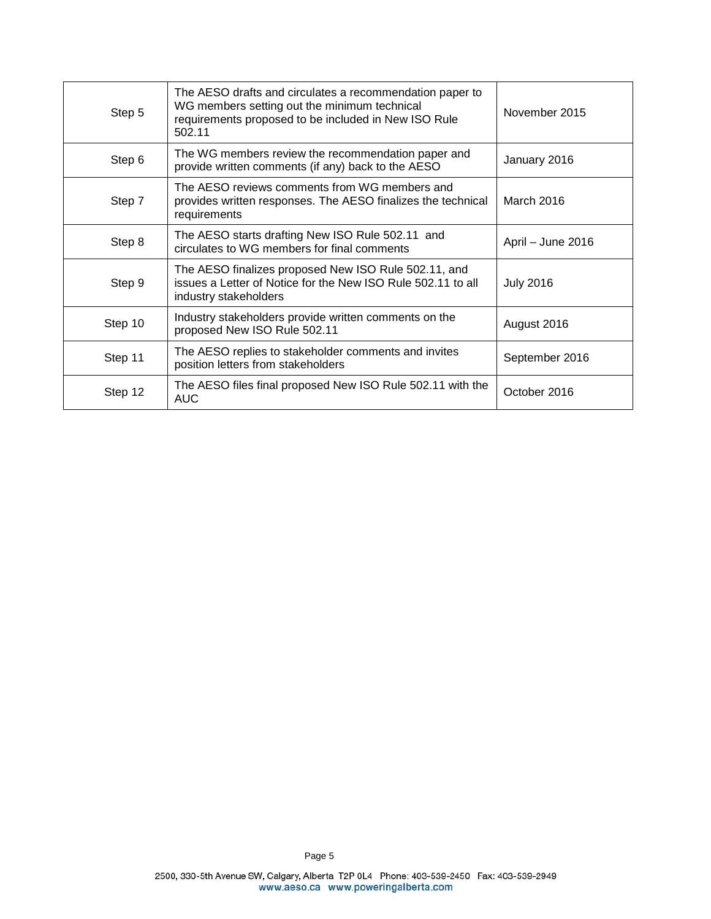| | | |
|---|---|---|
| Step 5 | The AESO drafts and circulates a recommendation paper to WG members setting out the minimum technical requirements proposed to be included in New ISO Rule 502.11 | November 2015 |
| Step 6 | The WG members review the recommendation paper and provide written comments (if any) back to the AESO | January 2016 |
| Step 7 | The AESO reviews comments from WG members and provides written responses. The AESO finalizes the technical requirements | March 2016 |
| Step 8 | The AESO starts drafting New ISO Rule 502.11 and circulates to WG members for final comments | April – June 2016 |
| Step 9 | The AESO finalizes proposed New ISO Rule 502.11, and issues a Letter of Notice for the New ISO Rule 502.11 to all industry stakeholders | July 2016 |
| Step 10 | Industry stakeholders provide written comments on the proposed New ISO Rule 502.11 | August 2016 |
| Step 11 | The AESO replies to stakeholder comments and invites position letters from stakeholders | September 2016 |
| Step 12 | The AESO files final proposed New ISO Rule 502.11 with the AUC | October 2016 |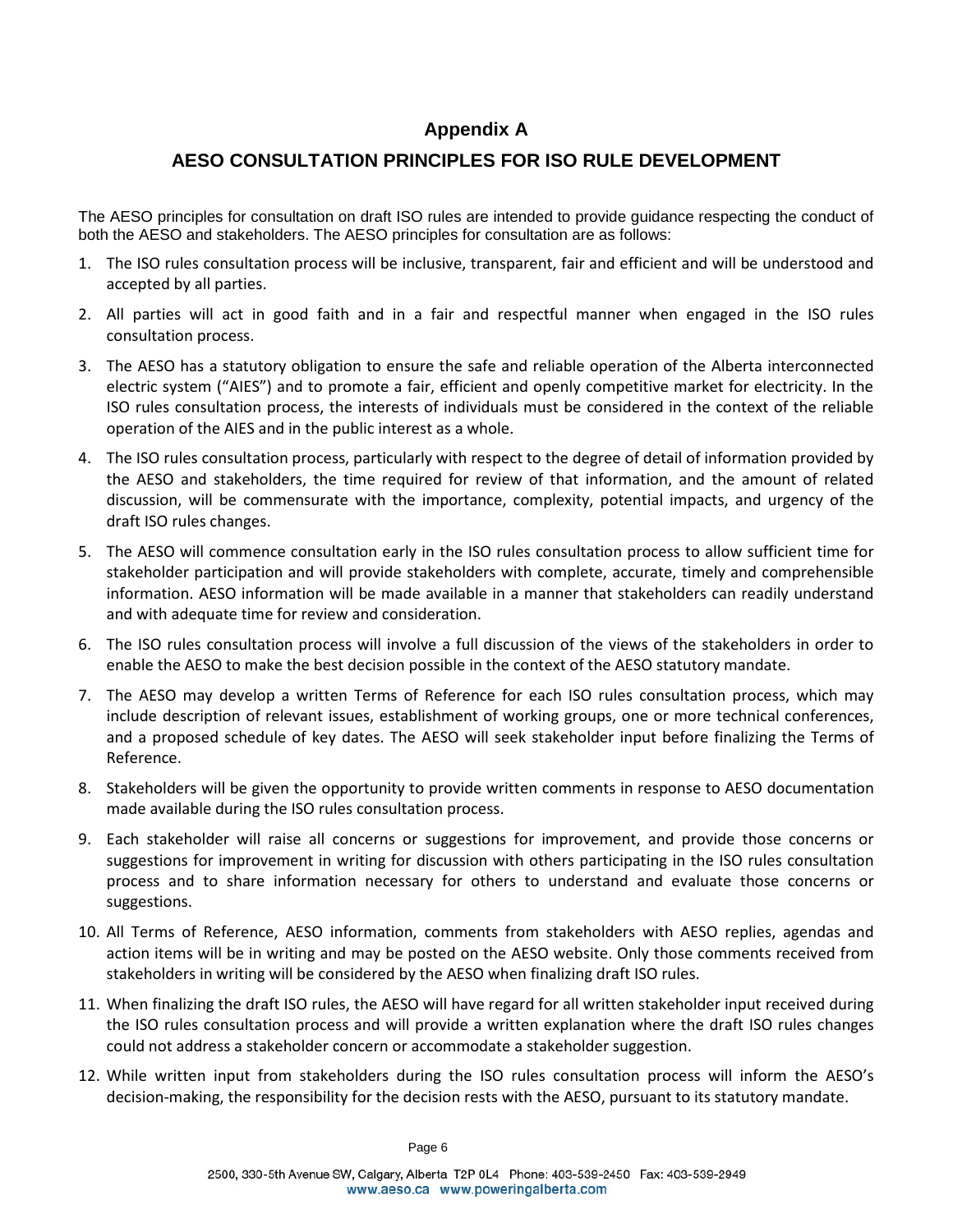# Appendix A

## AESO CONSULTATION PRINCIPLES FOR ISO RULE DEVELOPMENT

The AESO principles for consultation on draft ISO rules are intended to provide guidance respecting the conduct of both the AESO and stakeholders. The AESO principles for consultation are as follows:

1. The ISO rules consultation process will be inclusive, transparent, fair and efficient and will be understood and accepted by all parties.
2. All parties will act in good faith and in a fair and respectful manner when engaged in the ISO rules consultation process.
3. The AESO has a statutory obligation to ensure the safe and reliable operation of the Alberta interconnected electric system ("AIES") and to promote a fair, efficient and openly competitive market for electricity. In the ISO rules consultation process, the interests of individuals must be considered in the context of the reliable operation of the AIES and in the public interest as a whole.
4. The ISO rules consultation process, particularly with respect to the degree of detail of information provided by the AESO and stakeholders, the time required for review of that information, and the amount of related discussion, will be commensurate with the importance, complexity, potential impacts, and urgency of the draft ISO rules changes.
5. The AESO will commence consultation early in the ISO rules consultation process to allow sufficient time for stakeholder participation and will provide stakeholders with complete, accurate, timely and comprehensible information. AESO information will be made available in a manner that stakeholders can readily understand and with adequate time for review and consideration.
6. The ISO rules consultation process will involve a full discussion of the views of the stakeholders in order to enable the AESO to make the best decision possible in the context of the AESO statutory mandate.
7. The AESO may develop a written Terms of Reference for each ISO rules consultation process, which may include description of relevant issues, establishment of working groups, one or more technical conferences, and a proposed schedule of key dates. The AESO will seek stakeholder input before finalizing the Terms of Reference.
8. Stakeholders will be given the opportunity to provide written comments in response to AESO documentation made available during the ISO rules consultation process.
9. Each stakeholder will raise all concerns or suggestions for improvement, and provide those concerns or suggestions for improvement in writing for discussion with others participating in the ISO rules consultation process and to share information necessary for others to understand and evaluate those concerns or suggestions.
10. All Terms of Reference, AESO information, comments from stakeholders with AESO replies, agendas and action items will be in writing and may be posted on the AESO website. Only those comments received from stakeholders in writing will be considered by the AESO when finalizing draft ISO rules.
11. When finalizing the draft ISO rules, the AESO will have regard for all written stakeholder input received during the ISO rules consultation process and will provide a written explanation where the draft ISO rules changes could not address a stakeholder concern or accommodate a stakeholder suggestion.
12. While written input from stakeholders during the ISO rules consultation process will inform the AESO's decision-making, the responsibility for the decision rests with the AESO, pursuant to its statutory mandate.